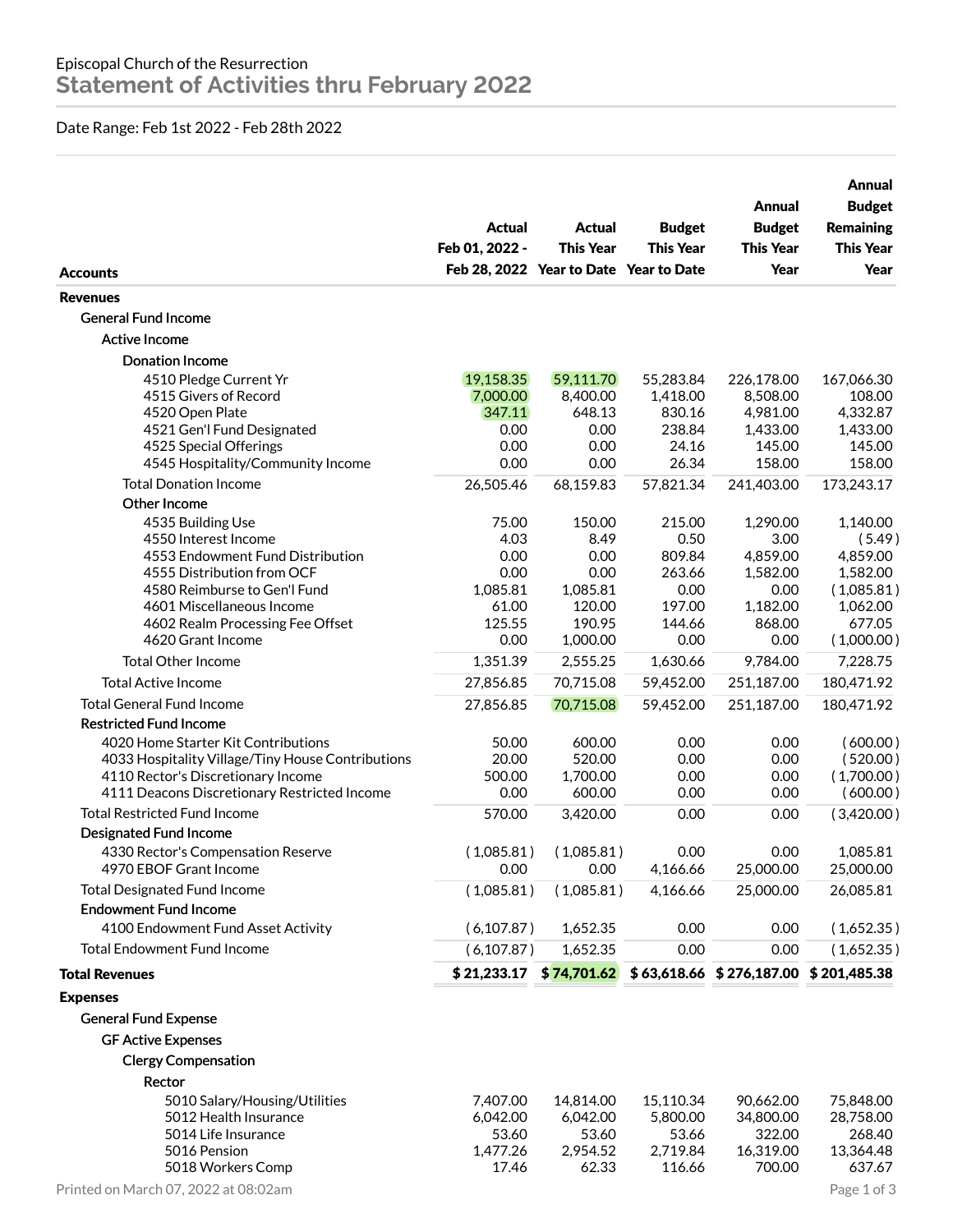Episcopal Church of the Resurrection

# Statement of Activities thru February 2022

Date Range: Feb 1st 2022 - Feb 28th 2022

| Accounts | Actual Feb 01, 2022 - Feb 28, 2022 | Actual This Year Year to Date | Budget This Year Year to Date | Annual Budget This Year Year | Annual Budget Remaining This Year Year |
|---|---|---|---|---|---|
| **Revenues** | | | | | |
| General Fund Income | | | | | |
| Active Income | | | | | |
| Donation Income | | | | | |
| 4510 Pledge Current Yr | 19,158.35 | 59,111.70 | 55,283.84 | 226,178.00 | 167,066.30 |
| 4515 Givers of Record | 7,000.00 | 8,400.00 | 1,418.00 | 8,508.00 | 108.00 |
| 4520 Open Plate | 347.11 | 648.13 | 830.16 | 4,981.00 | 4,332.87 |
| 4521 Gen'l Fund Designated | 0.00 | 0.00 | 238.84 | 1,433.00 | 1,433.00 |
| 4525 Special Offerings | 0.00 | 0.00 | 24.16 | 145.00 | 145.00 |
| 4545 Hospitality/Community Income | 0.00 | 0.00 | 26.34 | 158.00 | 158.00 |
| Total Donation Income | 26,505.46 | 68,159.83 | 57,821.34 | 241,403.00 | 173,243.17 |
| Other Income | | | | | |
| 4535 Building Use | 75.00 | 150.00 | 215.00 | 1,290.00 | 1,140.00 |
| 4550 Interest Income | 4.03 | 8.49 | 0.50 | 3.00 | ( 5.49 ) |
| 4553 Endowment Fund Distribution | 0.00 | 0.00 | 809.84 | 4,859.00 | 4,859.00 |
| 4555 Distribution from OCF | 0.00 | 0.00 | 263.66 | 1,582.00 | 1,582.00 |
| 4580 Reimburse to Gen'l Fund | 1,085.81 | 1,085.81 | 0.00 | 0.00 | ( 1,085.81 ) |
| 4601 Miscellaneous Income | 61.00 | 120.00 | 197.00 | 1,182.00 | 1,062.00 |
| 4602 Realm Processing Fee Offset | 125.55 | 190.95 | 144.66 | 868.00 | 677.05 |
| 4620 Grant Income | 0.00 | 1,000.00 | 0.00 | 0.00 | ( 1,000.00 ) |
| Total Other Income | 1,351.39 | 2,555.25 | 1,630.66 | 9,784.00 | 7,228.75 |
| Total Active Income | 27,856.85 | 70,715.08 | 59,452.00 | 251,187.00 | 180,471.92 |
| Total General Fund Income | 27,856.85 | 70,715.08 | 59,452.00 | 251,187.00 | 180,471.92 |
| Restricted Fund Income | | | | | |
| 4020 Home Starter Kit Contributions | 50.00 | 600.00 | 0.00 | 0.00 | ( 600.00 ) |
| 4033 Hospitality Village/Tiny House Contributions | 20.00 | 520.00 | 0.00 | 0.00 | ( 520.00 ) |
| 4110 Rector's Discretionary Income | 500.00 | 1,700.00 | 0.00 | 0.00 | ( 1,700.00 ) |
| 4111 Deacons Discretionary Restricted Income | 0.00 | 600.00 | 0.00 | 0.00 | ( 600.00 ) |
| Total Restricted Fund Income | 570.00 | 3,420.00 | 0.00 | 0.00 | ( 3,420.00 ) |
| Designated Fund Income | | | | | |
| 4330 Rector's Compensation Reserve | ( 1,085.81 ) | ( 1,085.81 ) | 0.00 | 0.00 | 1,085.81 |
| 4970 EBOF Grant Income | 0.00 | 0.00 | 4,166.66 | 25,000.00 | 25,000.00 |
| Total Designated Fund Income | ( 1,085.81 ) | ( 1,085.81 ) | 4,166.66 | 25,000.00 | 26,085.81 |
| Endowment Fund Income | | | | | |
| 4100 Endowment Fund Asset Activity | ( 6,107.87 ) | 1,652.35 | 0.00 | 0.00 | ( 1,652.35 ) |
| Total Endowment Fund Income | ( 6,107.87 ) | 1,652.35 | 0.00 | 0.00 | ( 1,652.35 ) |
| **Total Revenues** | **$ 21,233.17** | **$ 74,701.62** | **$ 63,618.66** | **$ 276,187.00** | **$ 201,485.38** |
| **Expenses** | | | | | |
| General Fund Expense | | | | | |
| GF Active Expenses | | | | | |
| Clergy Compensation | | | | | |
| Rector | | | | | |
| 5010 Salary/Housing/Utilities | 7,407.00 | 14,814.00 | 15,110.34 | 90,662.00 | 75,848.00 |
| 5012 Health Insurance | 6,042.00 | 6,042.00 | 5,800.00 | 34,800.00 | 28,758.00 |
| 5014 Life Insurance | 53.60 | 53.60 | 53.66 | 322.00 | 268.40 |
| 5016 Pension | 1,477.26 | 2,954.52 | 2,719.84 | 16,319.00 | 13,364.48 |
| 5018 Workers Comp | 17.46 | 62.33 | 116.66 | 700.00 | 637.67 |

Printed on March 07, 2022 at 08:02am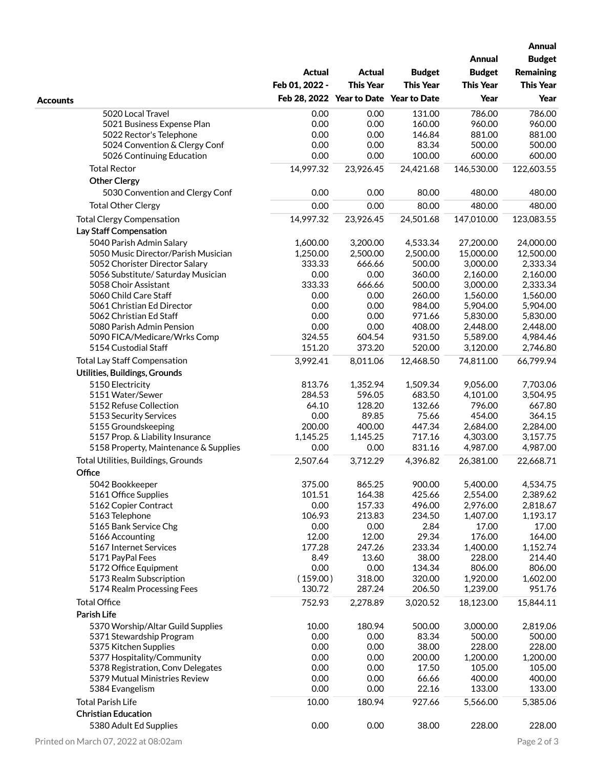| Accounts | Actual Feb 01, 2022 - Feb 28, 2022 | Actual This Year Year to Date | Budget This Year Year to Date | Annual Budget This Year Year | Annual Budget Remaining This Year Year |
|---|---|---|---|---|---|
| 5020 Local Travel | 0.00 | 0.00 | 131.00 | 786.00 | 786.00 |
| 5021 Business Expense Plan | 0.00 | 0.00 | 160.00 | 960.00 | 960.00 |
| 5022 Rector's Telephone | 0.00 | 0.00 | 146.84 | 881.00 | 881.00 |
| 5024 Convention & Clergy Conf | 0.00 | 0.00 | 83.34 | 500.00 | 500.00 |
| 5026 Continuing Education | 0.00 | 0.00 | 100.00 | 600.00 | 600.00 |
| Total Rector | 14,997.32 | 23,926.45 | 24,421.68 | 146,530.00 | 122,603.55 |
| **Other Clergy** | | | | | |
| 5030 Convention and Clergy Conf | 0.00 | 0.00 | 80.00 | 480.00 | 480.00 |
| Total Other Clergy | 0.00 | 0.00 | 80.00 | 480.00 | 480.00 |
| Total Clergy Compensation | 14,997.32 | 23,926.45 | 24,501.68 | 147,010.00 | 123,083.55 |
| **Lay Staff Compensation** | | | | | |
| 5040 Parish Admin Salary | 1,600.00 | 3,200.00 | 4,533.34 | 27,200.00 | 24,000.00 |
| 5050 Music Director/Parish Musician | 1,250.00 | 2,500.00 | 2,500.00 | 15,000.00 | 12,500.00 |
| 5052 Chorister Director Salary | 333.33 | 666.66 | 500.00 | 3,000.00 | 2,333.34 |
| 5056 Substitute/ Saturday Musician | 0.00 | 0.00 | 360.00 | 2,160.00 | 2,160.00 |
| 5058 Choir Assistant | 333.33 | 666.66 | 500.00 | 3,000.00 | 2,333.34 |
| 5060 Child Care Staff | 0.00 | 0.00 | 260.00 | 1,560.00 | 1,560.00 |
| 5061 Christian Ed Director | 0.00 | 0.00 | 984.00 | 5,904.00 | 5,904.00 |
| 5062 Christian Ed Staff | 0.00 | 0.00 | 971.66 | 5,830.00 | 5,830.00 |
| 5080 Parish Admin Pension | 0.00 | 0.00 | 408.00 | 2,448.00 | 2,448.00 |
| 5090 FICA/Medicare/Wrks Comp | 324.55 | 604.54 | 931.50 | 5,589.00 | 4,984.46 |
| 5154 Custodial Staff | 151.20 | 373.20 | 520.00 | 3,120.00 | 2,746.80 |
| Total Lay Staff Compensation | 3,992.41 | 8,011.06 | 12,468.50 | 74,811.00 | 66,799.94 |
| **Utilities, Buildings, Grounds** | | | | | |
| 5150 Electricity | 813.76 | 1,352.94 | 1,509.34 | 9,056.00 | 7,703.06 |
| 5151 Water/Sewer | 284.53 | 596.05 | 683.50 | 4,101.00 | 3,504.95 |
| 5152 Refuse Collection | 64.10 | 128.20 | 132.66 | 796.00 | 667.80 |
| 5153 Security Services | 0.00 | 89.85 | 75.66 | 454.00 | 364.15 |
| 5155 Groundskeeping | 200.00 | 400.00 | 447.34 | 2,684.00 | 2,284.00 |
| 5157 Prop. & Liability Insurance | 1,145.25 | 1,145.25 | 717.16 | 4,303.00 | 3,157.75 |
| 5158 Property, Maintenance & Supplies | 0.00 | 0.00 | 831.16 | 4,987.00 | 4,987.00 |
| Total Utilities, Buildings, Grounds | 2,507.64 | 3,712.29 | 4,396.82 | 26,381.00 | 22,668.71 |
| **Office** | | | | | |
| 5042 Bookkeeper | 375.00 | 865.25 | 900.00 | 5,400.00 | 4,534.75 |
| 5161 Office Supplies | 101.51 | 164.38 | 425.66 | 2,554.00 | 2,389.62 |
| 5162 Copier Contract | 0.00 | 157.33 | 496.00 | 2,976.00 | 2,818.67 |
| 5163 Telephone | 106.93 | 213.83 | 234.50 | 1,407.00 | 1,193.17 |
| 5165 Bank Service Chg | 0.00 | 0.00 | 2.84 | 17.00 | 17.00 |
| 5166 Accounting | 12.00 | 12.00 | 29.34 | 176.00 | 164.00 |
| 5167 Internet Services | 177.28 | 247.26 | 233.34 | 1,400.00 | 1,152.74 |
| 5171 PayPal Fees | 8.49 | 13.60 | 38.00 | 228.00 | 214.40 |
| 5172 Office Equipment | 0.00 | 0.00 | 134.34 | 806.00 | 806.00 |
| 5173 Realm Subscription | (159.00) | 318.00 | 320.00 | 1,920.00 | 1,602.00 |
| 5174 Realm Processing Fees | 130.72 | 287.24 | 206.50 | 1,239.00 | 951.76 |
| Total Office | 752.93 | 2,278.89 | 3,020.52 | 18,123.00 | 15,844.11 |
| **Parish Life** | | | | | |
| 5370 Worship/Altar Guild Supplies | 10.00 | 180.94 | 500.00 | 3,000.00 | 2,819.06 |
| 5371 Stewardship Program | 0.00 | 0.00 | 83.34 | 500.00 | 500.00 |
| 5375 Kitchen Supplies | 0.00 | 0.00 | 38.00 | 228.00 | 228.00 |
| 5377 Hospitality/Community | 0.00 | 0.00 | 200.00 | 1,200.00 | 1,200.00 |
| 5378 Registration, Conv Delegates | 0.00 | 0.00 | 17.50 | 105.00 | 105.00 |
| 5379 Mutual Ministries Review | 0.00 | 0.00 | 66.66 | 400.00 | 400.00 |
| 5384 Evangelism | 0.00 | 0.00 | 22.16 | 133.00 | 133.00 |
| Total Parish Life | 10.00 | 180.94 | 927.66 | 5,566.00 | 5,385.06 |
| **Christian Education** | | | | | |
| 5380 Adult Ed Supplies | 0.00 | 0.00 | 38.00 | 228.00 | 228.00 |

Printed on March 07, 2022 at 08:02am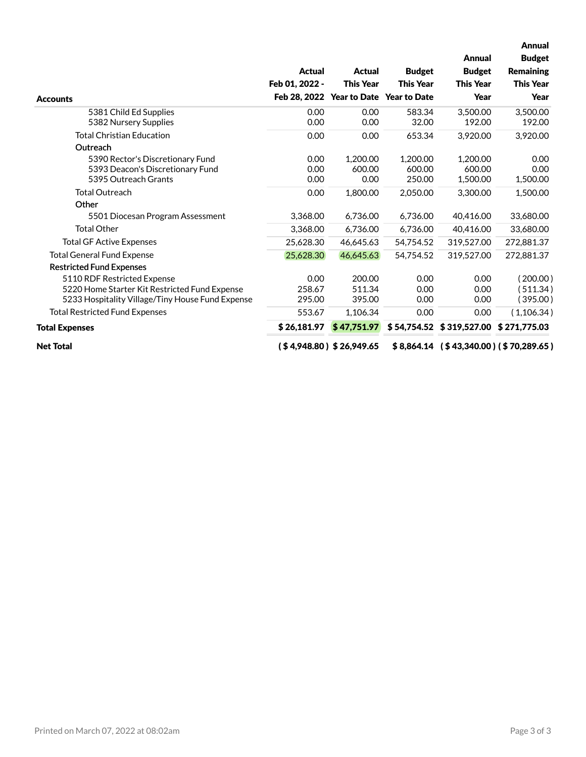| Accounts | Actual Feb 01, 2022 - Feb 28, 2022 | Actual This Year Year to Date | Budget This Year Year to Date | Annual Budget This Year Year | Annual Budget Remaining This Year Year |
|---|---|---|---|---|---|
| 5381 Child Ed Supplies | 0.00 | 0.00 | 583.34 | 3,500.00 | 3,500.00 |
| 5382 Nursery Supplies | 0.00 | 0.00 | 32.00 | 192.00 | 192.00 |
| Total Christian Education | 0.00 | 0.00 | 653.34 | 3,920.00 | 3,920.00 |
| Outreach | | | | | |
| 5390 Rector's Discretionary Fund | 0.00 | 1,200.00 | 1,200.00 | 1,200.00 | 0.00 |
| 5393 Deacon's Discretionary Fund | 0.00 | 600.00 | 600.00 | 600.00 | 0.00 |
| 5395 Outreach Grants | 0.00 | 0.00 | 250.00 | 1,500.00 | 1,500.00 |
| Total Outreach | 0.00 | 1,800.00 | 2,050.00 | 3,300.00 | 1,500.00 |
| Other | | | | | |
| 5501 Diocesan Program Assessment | 3,368.00 | 6,736.00 | 6,736.00 | 40,416.00 | 33,680.00 |
| Total Other | 3,368.00 | 6,736.00 | 6,736.00 | 40,416.00 | 33,680.00 |
| Total GF Active Expenses | 25,628.30 | 46,645.63 | 54,754.52 | 319,527.00 | 272,881.37 |
| Total General Fund Expense | 25,628.30 | 46,645.63 | 54,754.52 | 319,527.00 | 272,881.37 |
| **Restricted Fund Expenses** | | | | | |
| 5110 RDF Restricted Expense | 0.00 | 200.00 | 0.00 | 0.00 | ( 200.00 ) |
| 5220 Home Starter Kit Restricted Fund Expense | 258.67 | 511.34 | 0.00 | 0.00 | ( 511.34 ) |
| 5233 Hospitality Village/Tiny House Fund Expense | 295.00 | 395.00 | 0.00 | 0.00 | ( 395.00 ) |
| Total Restricted Fund Expenses | 553.67 | 1,106.34 | 0.00 | 0.00 | ( 1,106.34 ) |
| **Total Expenses** | **$ 26,181.97** | **$ 47,751.97** | **$ 54,754.52** | **$ 319,527.00** | **$ 271,775.03** |
| **Net Total** | **( $ 4,948.80 )** | **$ 26,949.65** | **$ 8,864.14** | **( $ 43,340.00 )** | **( $ 70,289.65 )** |

Printed on March 07, 2022 at 08:02am